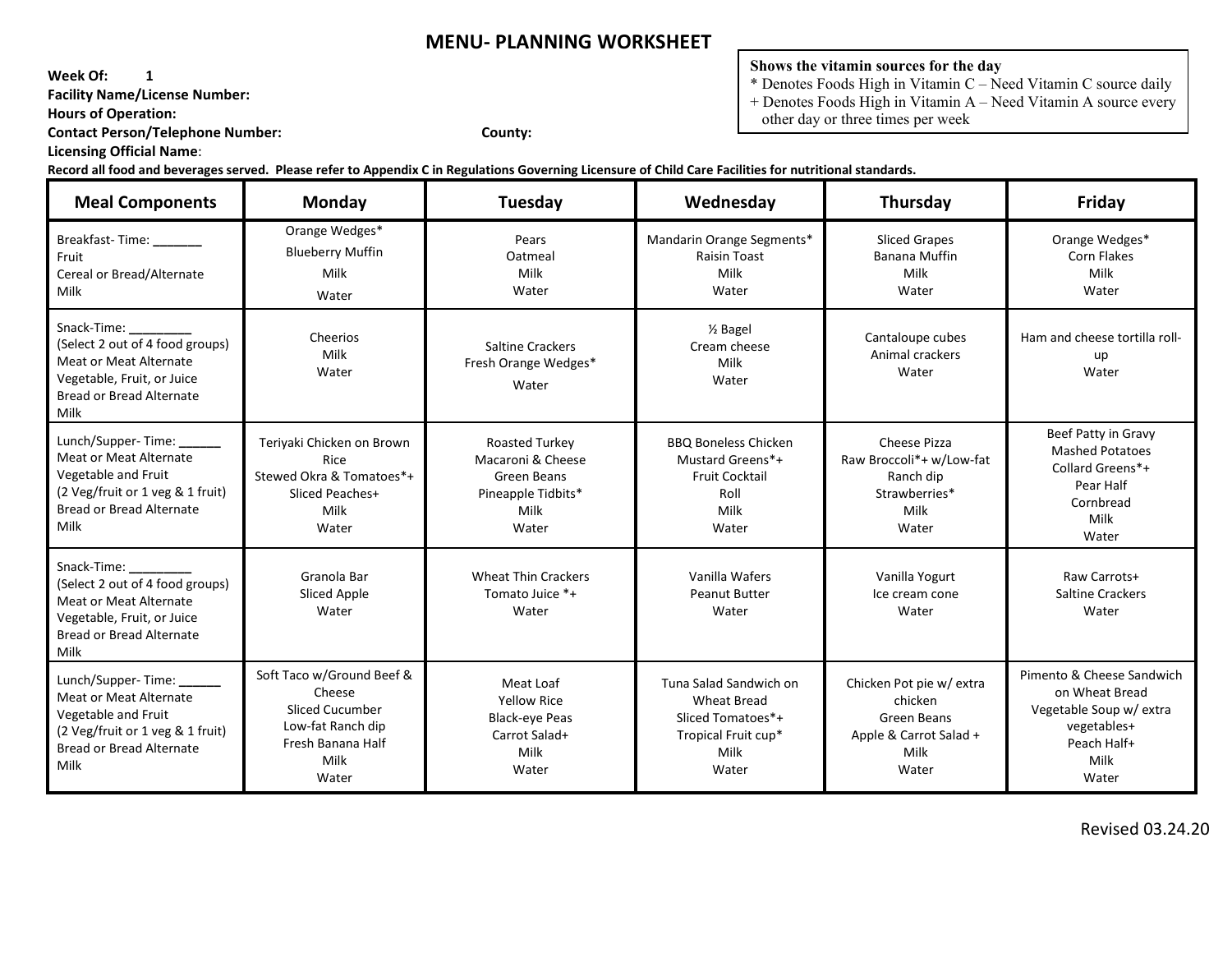# MENU- PLANNING WORKSHEET

**Week Of:** 1
**Facility Name/License Number:**
**Hours of Operation:**
**Contact Person/Telephone Number:** **County:**
**Licensing Official Name**:

**Shows the vitamin sources for the day**
* Denotes Foods High in Vitamin C – Need Vitamin C source daily
+ Denotes Foods High in Vitamin A – Need Vitamin A source every other day or three times per week

**Record all food and beverages served. Please refer to Appendix C in Regulations Governing Licensure of Child Care Facilities for nutritional standards.**

| Meal Components | Monday | Tuesday | Wednesday | Thursday | Friday |
|---|---|---|---|---|---|
| Breakfast- Time: _______<br>Fruit<br>Cereal or Bread/Alternate<br>Milk | Orange Wedges*<br>Blueberry Muffin<br>Milk<br>Water | Pears<br>Oatmeal<br>Milk<br>Water | Mandarin Orange Segments*<br>Raisin Toast<br>Milk<br>Water | Sliced Grapes<br>Banana Muffin<br>Milk<br>Water | Orange Wedges*<br>Corn Flakes<br>Milk<br>Water |
| Snack-Time: _________<br>(Select 2 out of 4 food groups)<br>Meat or Meat Alternate<br>Vegetable, Fruit, or Juice<br>Bread or Bread Alternate<br>Milk | Cheerios<br>Milk<br>Water | Saltine Crackers<br>Fresh Orange Wedges*<br>Water | ½ Bagel<br>Cream cheese<br>Milk<br>Water | Cantaloupe cubes<br>Animal crackers<br>Water | Ham and cheese tortilla roll-up<br>Water |
| Lunch/Supper- Time: ______<br>Meat or Meat Alternate<br>Vegetable and Fruit<br>(2 Veg/fruit or 1 veg & 1 fruit)<br>Bread or Bread Alternate<br>Milk | Teriyaki Chicken on Brown Rice<br>Stewed Okra & Tomatoes*+<br>Sliced Peaches+<br>Milk<br>Water | Roasted Turkey<br>Macaroni & Cheese<br>Green Beans<br>Pineapple Tidbits*<br>Milk<br>Water | BBQ Boneless Chicken<br>Mustard Greens*+<br>Fruit Cocktail<br>Roll<br>Milk<br>Water | Cheese Pizza<br>Raw Broccoli*+ w/Low-fat Ranch dip<br>Strawberries*<br>Milk<br>Water | Beef Patty in Gravy<br>Mashed Potatoes<br>Collard Greens*+<br>Pear Half<br>Cornbread<br>Milk<br>Water |
| Snack-Time: _________<br>(Select 2 out of 4 food groups)<br>Meat or Meat Alternate<br>Vegetable, Fruit, or Juice<br>Bread or Bread Alternate<br>Milk | Granola Bar<br>Sliced Apple<br>Water | Wheat Thin Crackers<br>Tomato Juice *+<br>Water | Vanilla Wafers<br>Peanut Butter<br>Water | Vanilla Yogurt<br>Ice cream cone<br>Water | Raw Carrots+<br>Saltine Crackers<br>Water |
| Lunch/Supper- Time: ______<br>Meat or Meat Alternate<br>Vegetable and Fruit<br>(2 Veg/fruit or 1 veg & 1 fruit)<br>Bread or Bread Alternate<br>Milk | Soft Taco w/Ground Beef & Cheese<br>Sliced Cucumber<br>Low-fat Ranch dip<br>Fresh Banana Half<br>Milk<br>Water | Meat Loaf<br>Yellow Rice<br>Black-eye Peas<br>Carrot Salad+<br>Milk<br>Water | Tuna Salad Sandwich on Wheat Bread<br>Sliced Tomatoes*+<br>Tropical Fruit cup*<br>Milk<br>Water | Chicken Pot pie w/ extra chicken<br>Green Beans<br>Apple & Carrot Salad +<br>Milk<br>Water | Pimento & Cheese Sandwich on Wheat Bread<br>Vegetable Soup w/ extra vegetables+<br>Peach Half+<br>Milk<br>Water |

Revised 03.24.20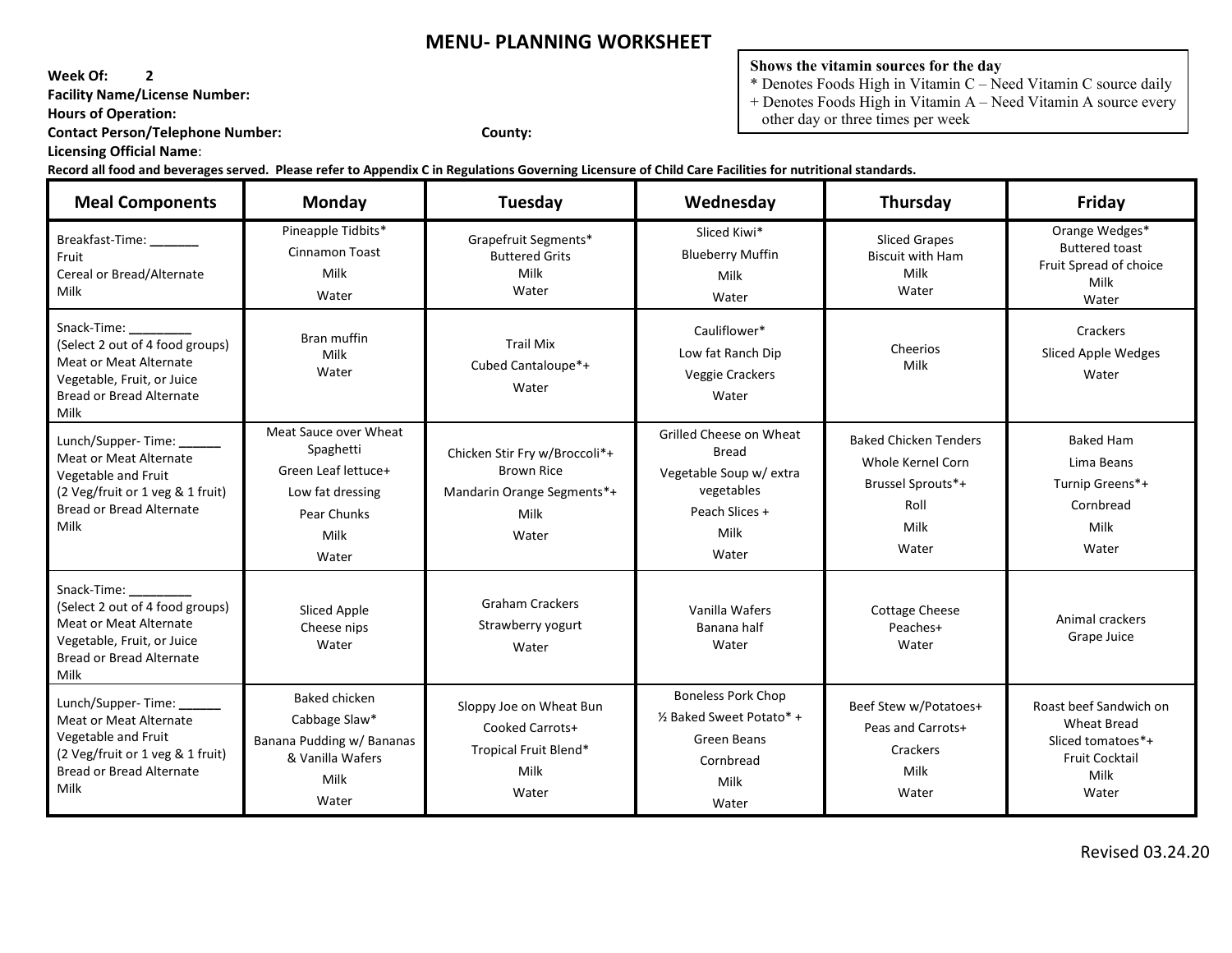# MENU- PLANNING WORKSHEET

**Week Of:** 2
**Facility Name/License Number:**
**Hours of Operation:**
**Contact Person/Telephone Number:** **County:**
**Licensing Official Name**:

**Shows the vitamin sources for the day**
* Denotes Foods High in Vitamin C – Need Vitamin C source daily
+ Denotes Foods High in Vitamin A – Need Vitamin A source every other day or three times per week

**Record all food and beverages served. Please refer to Appendix C in Regulations Governing Licensure of Child Care Facilities for nutritional standards.**

| Meal Components | Monday | Tuesday | Wednesday | Thursday | Friday |
|---|---|---|---|---|---|
| Breakfast-Time: _______ Fruit Cereal or Bread/Alternate Milk | Pineapple Tidbits* Cinnamon Toast Milk Water | Grapefruit Segments* Buttered Grits Milk Water | Sliced Kiwi* Blueberry Muffin Milk Water | Sliced Grapes Biscuit with Ham Milk Water | Orange Wedges* Buttered toast Fruit Spread of choice Milk Water |
| Snack-Time: _________ (Select 2 out of 4 food groups) Meat or Meat Alternate Vegetable, Fruit, or Juice Bread or Bread Alternate Milk | Bran muffin Milk Water | Trail Mix Cubed Cantaloupe*+ Water | Cauliflower* Low fat Ranch Dip Veggie Crackers Water | Cheerios Milk | Crackers Sliced Apple Wedges Water |
| Lunch/Supper- Time: ______ Meat or Meat Alternate Vegetable and Fruit (2 Veg/fruit or 1 veg & 1 fruit) Bread or Bread Alternate Milk | Meat Sauce over Wheat Spaghetti Green Leaf lettuce+ Low fat dressing Pear Chunks Milk Water | Chicken Stir Fry w/Broccoli*+ Brown Rice Mandarin Orange Segments*+ Milk Water | Grilled Cheese on Wheat Bread Vegetable Soup w/ extra vegetables Peach Slices + Milk Water | Baked Chicken Tenders Whole Kernel Corn Brussel Sprouts*+ Roll Milk Water | Baked Ham Lima Beans Turnip Greens*+ Cornbread Milk Water |
| Snack-Time: _________ (Select 2 out of 4 food groups) Meat or Meat Alternate Vegetable, Fruit, or Juice Bread or Bread Alternate Milk | Sliced Apple Cheese nips Water | Graham Crackers Strawberry yogurt Water | Vanilla Wafers Banana half Water | Cottage Cheese Peaches+ Water | Animal crackers Grape Juice |
| Lunch/Supper- Time: ______ Meat or Meat Alternate Vegetable and Fruit (2 Veg/fruit or 1 veg & 1 fruit) Bread or Bread Alternate Milk | Baked chicken Cabbage Slaw* Banana Pudding w/ Bananas & Vanilla Wafers Milk Water | Sloppy Joe on Wheat Bun Cooked Carrots+ Tropical Fruit Blend* Milk Water | Boneless Pork Chop ½ Baked Sweet Potato* + Green Beans Cornbread Milk Water | Beef Stew w/Potatoes+ Peas and Carrots+ Crackers Milk Water | Roast beef Sandwich on Wheat Bread Sliced tomatoes*+ Fruit Cocktail Milk Water |

Revised 03.24.20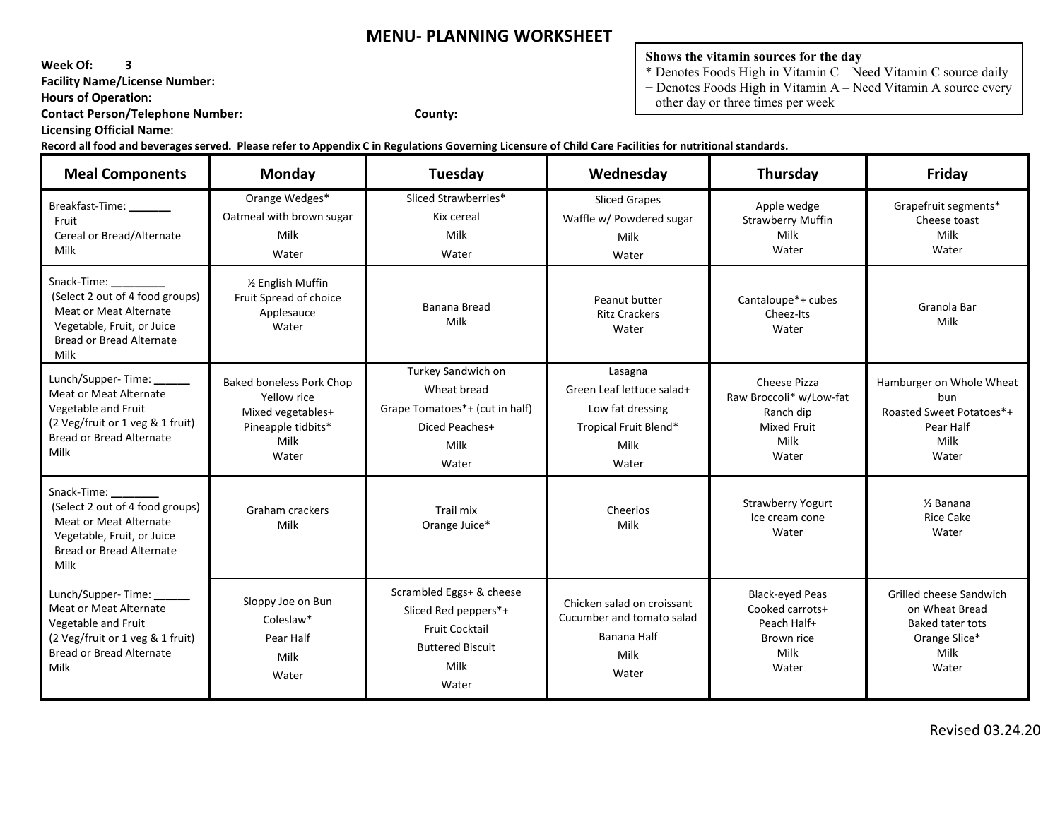# MENU- PLANNING WORKSHEET

**Week Of:** 3
**Facility Name/License Number:**
**Hours of Operation:**
**Contact Person/Telephone Number:** **County:**
**Licensing Official Name**:

**Shows the vitamin sources for the day**
* Denotes Foods High in Vitamin C – Need Vitamin C source daily
+ Denotes Foods High in Vitamin A – Need Vitamin A source every other day or three times per week

**Record all food and beverages served. Please refer to Appendix C in Regulations Governing Licensure of Child Care Facilities for nutritional standards.**

| Meal Components | Monday | Tuesday | Wednesday | Thursday | Friday |
|---|---|---|---|---|---|
| Breakfast-Time: _______<br>Fruit<br>Cereal or Bread/Alternate<br>Milk | Orange Wedges*<br>Oatmeal with brown sugar<br>Milk<br>Water | Sliced Strawberries*<br>Kix cereal<br>Milk<br>Water | Sliced Grapes<br>Waffle w/ Powdered sugar<br>Milk<br>Water | Apple wedge<br>Strawberry Muffin<br>Milk<br>Water | Grapefruit segments*<br>Cheese toast<br>Milk<br>Water |
| Snack-Time: _________<br>(Select 2 out of 4 food groups)<br>Meat or Meat Alternate<br>Vegetable, Fruit, or Juice<br>Bread or Bread Alternate<br>Milk | ½ English Muffin<br>Fruit Spread of choice<br>Applesauce<br>Water | Banana Bread<br>Milk | Peanut butter<br>Ritz Crackers<br>Water | Cantaloupe*+ cubes<br>Cheez-Its<br>Water | Granola Bar<br>Milk |
| Lunch/Supper- Time: ______<br>Meat or Meat Alternate<br>Vegetable and Fruit<br>(2 Veg/fruit or 1 veg & 1 fruit)<br>Bread or Bread Alternate<br>Milk | Baked boneless Pork Chop<br>Yellow rice<br>Mixed vegetables+<br>Pineapple tidbits*<br>Milk<br>Water | Turkey Sandwich on<br>Wheat bread<br>Grape Tomatoes*+ (cut in half)<br>Diced Peaches+<br>Milk<br>Water | Lasagna<br>Green Leaf lettuce salad+<br>Low fat dressing<br>Tropical Fruit Blend*<br>Milk<br>Water | Cheese Pizza<br>Raw Broccoli* w/Low-fat Ranch dip<br>Mixed Fruit<br>Milk<br>Water | Hamburger on Whole Wheat bun<br>Roasted Sweet Potatoes*+<br>Pear Half<br>Milk<br>Water |
| Snack-Time: ________<br>(Select 2 out of 4 food groups)<br>Meat or Meat Alternate<br>Vegetable, Fruit, or Juice<br>Bread or Bread Alternate<br>Milk | Graham crackers<br>Milk | Trail mix<br>Orange Juice* | Cheerios<br>Milk | Strawberry Yogurt<br>Ice cream cone<br>Water | ½ Banana<br>Rice Cake<br>Water |
| Lunch/Supper- Time: ______<br>Meat or Meat Alternate<br>Vegetable and Fruit<br>(2 Veg/fruit or 1 veg & 1 fruit)<br>Bread or Bread Alternate<br>Milk | Sloppy Joe on Bun<br>Coleslaw*<br>Pear Half<br>Milk<br>Water | Scrambled Eggs+ & cheese<br>Sliced Red peppers*+<br>Fruit Cocktail<br>Buttered Biscuit<br>Milk<br>Water | Chicken salad on croissant<br>Cucumber and tomato salad<br>Banana Half<br>Milk<br>Water | Black-eyed Peas<br>Cooked carrots+<br>Peach Half+<br>Brown rice<br>Milk<br>Water | Grilled cheese Sandwich on Wheat Bread<br>Baked tater tots<br>Orange Slice*<br>Milk<br>Water |

Revised 03.24.20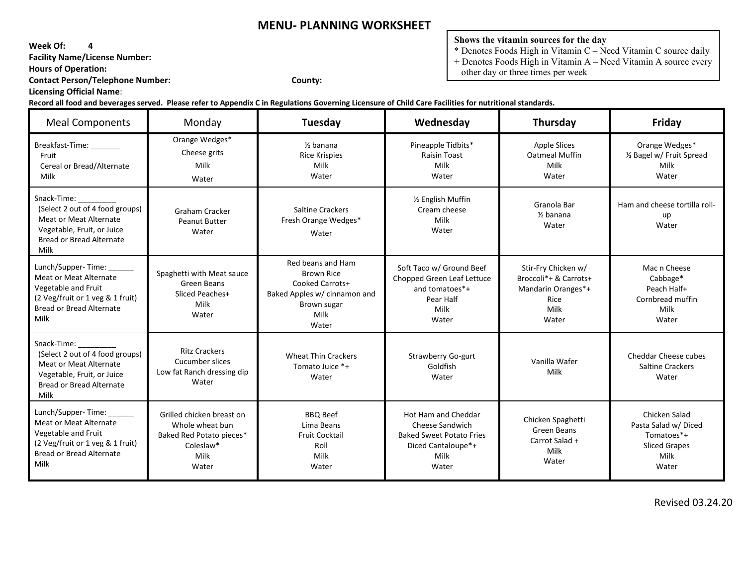# MENU- PLANNING WORKSHEET

**Week Of:** 4
**Facility Name/License Number:**
**Hours of Operation:**
**Contact Person/Telephone Number:** **County:**
**Licensing Official Name**:

**Shows the vitamin sources for the day**
* Denotes Foods High in Vitamin C – Need Vitamin C source daily
+ Denotes Foods High in Vitamin A – Need Vitamin A source every other day or three times per week

**Record all food and beverages served. Please refer to Appendix C in Regulations Governing Licensure of Child Care Facilities for nutritional standards.**

| Meal Components | Monday | Tuesday | Wednesday | Thursday | Friday |
|---|---|---|---|---|---|
| Breakfast-Time: _______<br>Fruit<br>Cereal or Bread/Alternate<br>Milk | Orange Wedges*<br>Cheese grits<br>Milk<br>Water | ½ banana<br>Rice Krispies<br>Milk<br>Water | Pineapple Tidbits*<br>Raisin Toast<br>Milk<br>Water | Apple Slices<br>Oatmeal Muffin<br>Milk<br>Water | Orange Wedges*<br>½ Bagel w/ Fruit Spread<br>Milk<br>Water |
| Snack-Time: _________<br>(Select 2 out of 4 food groups)<br>Meat or Meat Alternate<br>Vegetable, Fruit, or Juice<br>Bread or Bread Alternate<br>Milk | Graham Cracker<br>Peanut Butter<br>Water | Saltine Crackers<br>Fresh Orange Wedges*<br>Water | ½ English Muffin<br>Cream cheese<br>Milk<br>Water | Granola Bar<br>½ banana<br>Water | Ham and cheese tortilla roll-up<br>Water |
| Lunch/Supper- Time: ______<br>Meat or Meat Alternate<br>Vegetable and Fruit<br>(2 Veg/fruit or 1 veg & 1 fruit)<br>Bread or Bread Alternate<br>Milk | Spaghetti with Meat sauce<br>Green Beans<br>Sliced Peaches+<br>Milk<br>Water | Red beans and Ham<br>Brown Rice<br>Cooked Carrots+<br>Baked Apples w/ cinnamon and Brown sugar<br>Milk<br>Water | Soft Taco w/ Ground Beef<br>Chopped Green Leaf Lettuce and tomatoes*+<br>Pear Half<br>Milk<br>Water | Stir-Fry Chicken w/<br>Broccoli*+ & Carrots+<br>Mandarin Oranges*+<br>Rice<br>Milk<br>Water | Mac n Cheese<br>Cabbage*<br>Peach Half+<br>Cornbread muffin<br>Milk<br>Water |
| Snack-Time: _________<br>(Select 2 out of 4 food groups)<br>Meat or Meat Alternate<br>Vegetable, Fruit, or Juice<br>Bread or Bread Alternate<br>Milk | Ritz Crackers<br>Cucumber slices<br>Low fat Ranch dressing dip<br>Water | Wheat Thin Crackers<br>Tomato Juice *+<br>Water | Strawberry Go-gurt<br>Goldfish<br>Water | Vanilla Wafer<br>Milk | Cheddar Cheese cubes<br>Saltine Crackers<br>Water |
| Lunch/Supper- Time: ______<br>Meat or Meat Alternate<br>Vegetable and Fruit<br>(2 Veg/fruit or 1 veg & 1 fruit)<br>Bread or Bread Alternate<br>Milk | Grilled chicken breast on Whole wheat bun<br>Baked Red Potato pieces*<br>Coleslaw*<br>Milk<br>Water | BBQ Beef<br>Lima Beans<br>Fruit Cocktail<br>Roll<br>Milk<br>Water | Hot Ham and Cheddar Cheese Sandwich<br>Baked Sweet Potato Fries<br>Diced Cantaloupe*+<br>Milk<br>Water | Chicken Spaghetti<br>Green Beans<br>Carrot Salad +<br>Milk<br>Water | Chicken Salad<br>Pasta Salad w/ Diced Tomatoes*+<br>Sliced Grapes<br>Milk<br>Water |

Revised 03.24.20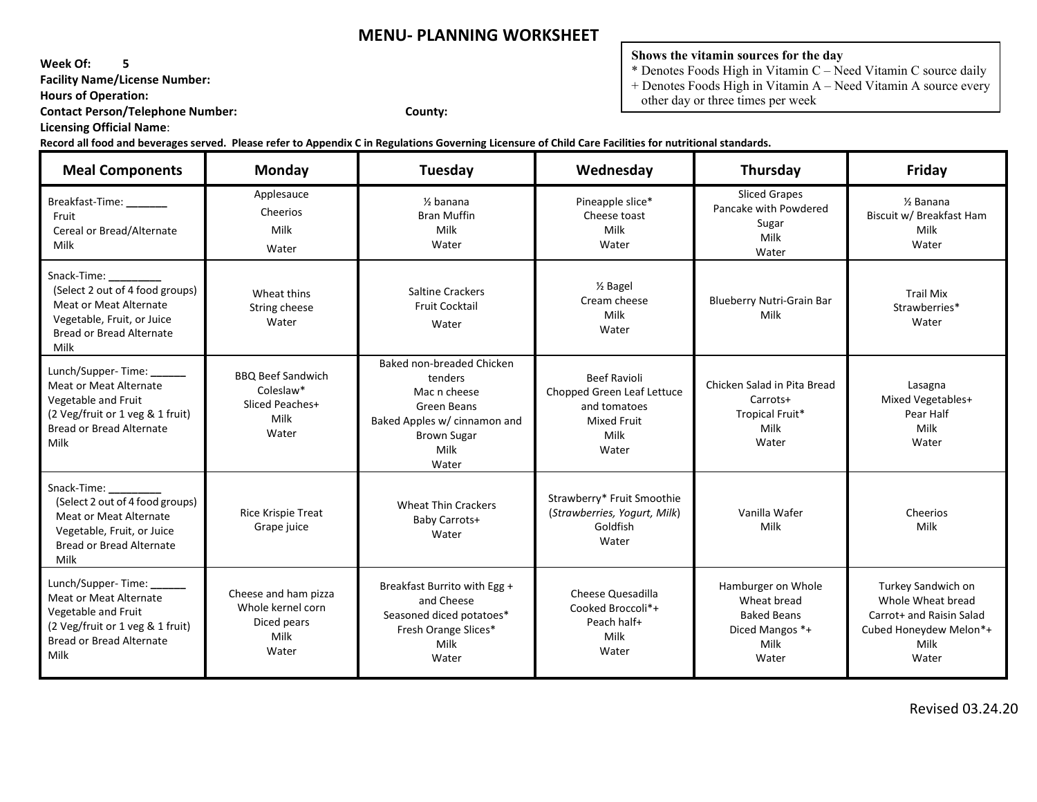# MENU- PLANNING WORKSHEET

**Week Of:** 5
**Facility Name/License Number:**
**Hours of Operation:**
**Contact Person/Telephone Number:** **County:**
**Licensing Official Name**:

**Shows the vitamin sources for the day**
* Denotes Foods High in Vitamin C – Need Vitamin C source daily
+ Denotes Foods High in Vitamin A – Need Vitamin A source every other day or three times per week

**Record all food and beverages served. Please refer to Appendix C in Regulations Governing Licensure of Child Care Facilities for nutritional standards.**

| Meal Components | Monday | Tuesday | Wednesday | Thursday | Friday |
|---|---|---|---|---|---|
| Breakfast-Time: _______ Fruit, Cereal or Bread/Alternate, Milk | Applesauce<br>Cheerios<br>Milk<br>Water | ½ banana<br>Bran Muffin<br>Milk<br>Water | Pineapple slice*<br>Cheese toast<br>Milk<br>Water | Sliced Grapes<br>Pancake with Powdered Sugar<br>Milk<br>Water | ½ Banana<br>Biscuit w/ Breakfast Ham<br>Milk<br>Water |
| Snack-Time: _________ (Select 2 out of 4 food groups) Meat or Meat Alternate, Vegetable, Fruit, or Juice, Bread or Bread Alternate, Milk | Wheat thins<br>String cheese<br>Water | Saltine Crackers<br>Fruit Cocktail<br>Water | ½ Bagel<br>Cream cheese<br>Milk<br>Water | Blueberry Nutri-Grain Bar<br>Milk | Trail Mix<br>Strawberries*<br>Water |
| Lunch/Supper- Time: ______ Meat or Meat Alternate, Vegetable and Fruit (2 Veg/fruit or 1 veg & 1 fruit), Bread or Bread Alternate, Milk | BBQ Beef Sandwich<br>Coleslaw*<br>Sliced Peaches+<br>Milk<br>Water | Baked non-breaded Chicken tenders<br>Mac n cheese<br>Green Beans<br>Baked Apples w/ cinnamon and Brown Sugar<br>Milk<br>Water | Beef Ravioli<br>Chopped Green Leaf Lettuce and tomatoes<br>Mixed Fruit<br>Milk<br>Water | Chicken Salad in Pita Bread<br>Carrots+<br>Tropical Fruit*<br>Milk<br>Water | Lasagna<br>Mixed Vegetables+<br>Pear Half<br>Milk<br>Water |
| Snack-Time: _________ (Select 2 out of 4 food groups) Meat or Meat Alternate, Vegetable, Fruit, or Juice, Bread or Bread Alternate, Milk | Rice Krispie Treat<br>Grape juice | Wheat Thin Crackers<br>Baby Carrots+<br>Water | Strawberry* Fruit Smoothie (*Strawberries, Yogurt, Milk*)<br>Goldfish<br>Water | Vanilla Wafer<br>Milk | Cheerios<br>Milk |
| Lunch/Supper- Time: ______ Meat or Meat Alternate, Vegetable and Fruit (2 Veg/fruit or 1 veg & 1 fruit), Bread or Bread Alternate, Milk | Cheese and ham pizza<br>Whole kernel corn<br>Diced pears<br>Milk<br>Water | Breakfast Burrito with Egg + and Cheese<br>Seasoned diced potatoes*<br>Fresh Orange Slices*<br>Milk<br>Water | Cheese Quesadilla<br>Cooked Broccoli*+<br>Peach half+<br>Milk<br>Water | Hamburger on Whole Wheat bread<br>Baked Beans<br>Diced Mangos *+<br>Milk<br>Water | Turkey Sandwich on Whole Wheat bread<br>Carrot+ and Raisin Salad<br>Cubed Honeydew Melon*+<br>Milk<br>Water |

Revised 03.24.20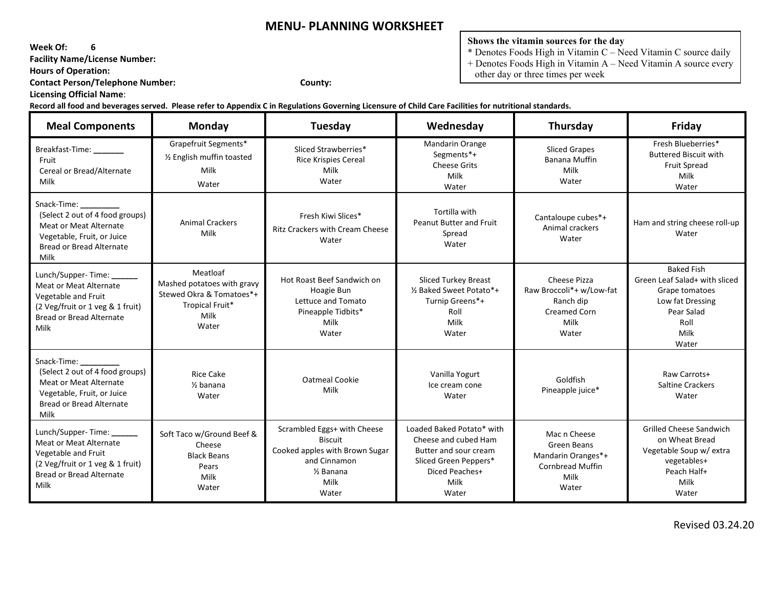# MENU- PLANNING WORKSHEET

**Week Of:** 6
**Facility Name/License Number:**
**Hours of Operation:**
**Contact Person/Telephone Number:** **County:**
**Licensing Official Name**:

**Shows the vitamin sources for the day**
* Denotes Foods High in Vitamin C – Need Vitamin C source daily
+ Denotes Foods High in Vitamin A – Need Vitamin A source every other day or three times per week

**Record all food and beverages served. Please refer to Appendix C in Regulations Governing Licensure of Child Care Facilities for nutritional standards.**

| Meal Components | Monday | Tuesday | Wednesday | Thursday | Friday |
|---|---|---|---|---|---|
| Breakfast-Time: _______<br>Fruit<br>Cereal or Bread/Alternate<br>Milk | Grapefruit Segments*<br>½ English muffin toasted<br>Milk<br>Water | Sliced Strawberries*<br>Rice Krispies Cereal<br>Milk<br>Water | Mandarin Orange Segments*+<br>Cheese Grits<br>Milk<br>Water | Sliced Grapes<br>Banana Muffin<br>Milk<br>Water | Fresh Blueberries*<br>Buttered Biscuit with Fruit Spread<br>Milk<br>Water |
| Snack-Time: _________<br>(Select 2 out of 4 food groups)<br>Meat or Meat Alternate<br>Vegetable, Fruit, or Juice<br>Bread or Bread Alternate<br>Milk | Animal Crackers<br>Milk | Fresh Kiwi Slices*<br>Ritz Crackers with Cream Cheese<br>Water | Tortilla with Peanut Butter and Fruit Spread<br>Water | Cantaloupe cubes*+<br>Animal crackers<br>Water | Ham and string cheese roll-up<br>Water |
| Lunch/Supper- Time: ______<br>Meat or Meat Alternate<br>Vegetable and Fruit<br>(2 Veg/fruit or 1 veg & 1 fruit)<br>Bread or Bread Alternate<br>Milk | Meatloaf<br>Mashed potatoes with gravy<br>Stewed Okra & Tomatoes*+<br>Tropical Fruit*<br>Milk<br>Water | Hot Roast Beef Sandwich on Hoagie Bun<br>Lettuce and Tomato<br>Pineapple Tidbits*<br>Milk<br>Water | Sliced Turkey Breast<br>½ Baked Sweet Potato*+<br>Turnip Greens*+<br>Roll<br>Milk<br>Water | Cheese Pizza<br>Raw Broccoli*+ w/Low-fat Ranch dip<br>Creamed Corn<br>Milk<br>Water | Baked Fish<br>Green Leaf Salad+ with sliced Grape tomatoes<br>Low fat Dressing<br>Pear Salad<br>Roll<br>Milk<br>Water |
| Snack-Time: _________<br>(Select 2 out of 4 food groups)<br>Meat or Meat Alternate<br>Vegetable, Fruit, or Juice<br>Bread or Bread Alternate<br>Milk | Rice Cake<br>½ banana<br>Water | Oatmeal Cookie<br>Milk | Vanilla Yogurt<br>Ice cream cone<br>Water | Goldfish<br>Pineapple juice* | Raw Carrots+<br>Saltine Crackers<br>Water |
| Lunch/Supper- Time: ______<br>Meat or Meat Alternate<br>Vegetable and Fruit<br>(2 Veg/fruit or 1 veg & 1 fruit)<br>Bread or Bread Alternate<br>Milk | Soft Taco w/Ground Beef & Cheese<br>Black Beans<br>Pears<br>Milk<br>Water | Scrambled Eggs+ with Cheese<br>Biscuit<br>Cooked apples with Brown Sugar and Cinnamon<br>½ Banana<br>Milk<br>Water | Loaded Baked Potato* with Cheese and cubed Ham<br>Butter and sour cream<br>Sliced Green Peppers*<br>Diced Peaches+<br>Milk<br>Water | Mac n Cheese<br>Green Beans<br>Mandarin Oranges*+<br>Cornbread Muffin<br>Milk<br>Water | Grilled Cheese Sandwich on Wheat Bread<br>Vegetable Soup w/ extra vegetables+<br>Peach Half+<br>Milk<br>Water |

Revised 03.24.20